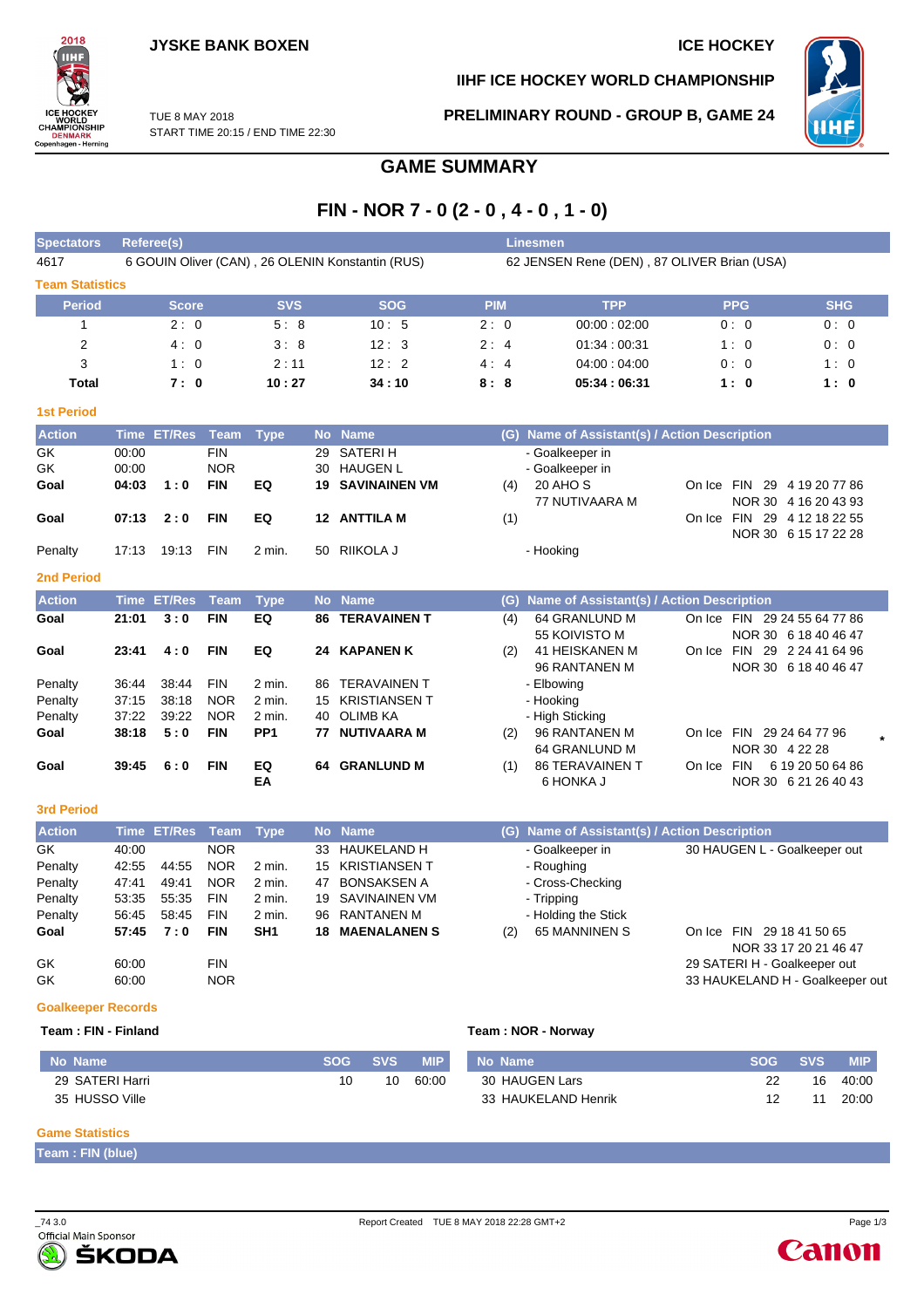JYSKE BANK BOXEN

ICE HOCKEY

IIHF ICE HOCKEY WORLD CHAMPIONSHIP

TUE 8 MAY 2018
START TIME 20:15 / END TIME 22:30

PRELIMINARY ROUND - GROUP B, GAME 24

# GAME SUMMARY

## FIN - NOR 7 - 0 (2 - 0 , 4 - 0 , 1 - 0)

| Spectators | Referee(s) | Linesmen |
|---|---|---|
| 4617 | 6 GOUIN Oliver (CAN) , 26 OLENIN Konstantin (RUS) | 62 JENSEN Rene (DEN) , 87 OLIVER Brian (USA) |

### Team Statistics

| Period | Score | SVS | SOG | PIM | TPP | PPG | SHG |
|---|---|---|---|---|---|---|---|
| 1 | 2 : 0 | 5 : 8 | 10 : 5 | 2 : 0 | 00:00 : 02:00 | 0 : 0 | 0 : 0 |
| 2 | 4 : 0 | 3 : 8 | 12 : 3 | 2 : 4 | 01:34 : 00:31 | 1 : 0 | 0 : 0 |
| 3 | 1 : 0 | 2 : 11 | 12 : 2 | 4 : 4 | 04:00 : 04:00 | 0 : 0 | 1 : 0 |
| **Total** | **7 : 0** | **10 : 27** | **34 : 10** | **8 : 8** | **05:34 : 06:31** | **1 : 0** | **1 : 0** |

### 1st Period

| Action | Time | ET/Res | Team | Type | No | Name | (G) | Name of Assistant(s) / Action Description | |
|---|---|---|---|---|---|---|---|---|---|
| GK | 00:00 | | FIN | | 29 | SATERI H | | - Goalkeeper in | |
| GK | 00:00 | | NOR | | 30 | HAUGEN L | | - Goalkeeper in | |
| **Goal** | **04:03** | **1 : 0** | **FIN** | **EQ** | **19** | **SAVINAINEN VM** | (4) | 20 AHO S<br>77 NUTIVAARA M | On Ice FIN 29 4 19 20 77 86<br>NOR 30 4 16 20 43 93 |
| **Goal** | **07:13** | **2 : 0** | **FIN** | **EQ** | **12** | **ANTTILA M** | (1) | | On Ice FIN 29 4 12 18 22 55<br>NOR 30 6 15 17 22 28 |
| Penalty | 17:13 | 19:13 | FIN | 2 min. | 50 | RIIKOLA J | | - Hooking | |

### 2nd Period

| Action | Time | ET/Res | Team | Type | No | Name | (G) | Name of Assistant(s) / Action Description | |
|---|---|---|---|---|---|---|---|---|---|
| **Goal** | **21:01** | **3 : 0** | **FIN** | **EQ** | **86** | **TERAVAINEN T** | (4) | 64 GRANLUND M<br>55 KOIVISTO M | On Ice FIN 29 24 55 64 77 86<br>NOR 30 6 18 40 46 47 |
| **Goal** | **23:41** | **4 : 0** | **FIN** | **EQ** | **24** | **KAPANEN K** | (2) | 41 HEISKANEN M<br>96 RANTANEN M | On Ice FIN 29 2 24 41 64 96<br>NOR 30 6 18 40 46 47 |
| Penalty | 36:44 | 38:44 | FIN | 2 min. | 86 | TERAVAINEN T | | - Elbowing | |
| Penalty | 37:15 | 38:18 | NOR | 2 min. | 15 | KRISTIANSEN T | | - Hooking | |
| Penalty | 37:22 | 39:22 | NOR | 2 min. | 40 | OLIMB KA | | - High Sticking | |
| **Goal** | **38:18** | **5 : 0** | **FIN** | **PP1** | **77** | **NUTIVAARA M** | (2) | 96 RANTANEN M<br>64 GRANLUND M | On Ice FIN 29 24 64 77 96<br>NOR 30 4 22 28 * |
| **Goal** | **39:45** | **6 : 0** | **FIN** | **EQ<br>EA** | **64** | **GRANLUND M** | (1) | 86 TERAVAINEN T<br>6 HONKA J | On Ice FIN 6 19 20 50 64 86<br>NOR 30 6 21 26 40 43 |

### 3rd Period

| Action | Time | ET/Res | Team | Type | No | Name | (G) | Name of Assistant(s) / Action Description | |
|---|---|---|---|---|---|---|---|---|---|
| GK | 40:00 | | NOR | | 33 | HAUKELAND H | | - Goalkeeper in | 30 HAUGEN L - Goalkeeper out |
| Penalty | 42:55 | 44:55 | NOR | 2 min. | 15 | KRISTIANSEN T | | - Roughing | |
| Penalty | 47:41 | 49:41 | NOR | 2 min. | 47 | BONSAKSEN A | | - Cross-Checking | |
| Penalty | 53:35 | 55:35 | FIN | 2 min. | 19 | SAVINAINEN VM | | - Tripping | |
| Penalty | 56:45 | 58:45 | FIN | 2 min. | 96 | RANTANEN M | | - Holding the Stick | |
| **Goal** | **57:45** | **7 : 0** | **FIN** | **SH1** | **18** | **MAENALANEN S** | (2) | 65 MANNINEN S | On Ice FIN 29 18 41 50 65<br>NOR 33 17 20 21 46 47 |
| GK | 60:00 | | FIN | | | | | | 29 SATERI H - Goalkeeper out |
| GK | 60:00 | | NOR | | | | | | 33 HAUKELAND H - Goalkeeper out |

### Goalkeeper Records

**Team : FIN - Finland**

| No | Name | SOG | SVS | MIP |
|---|---|---|---|---|
| 29 | SATERI Harri | 10 | 10 | 60:00 |
| 35 | HUSSO Ville | | | |

**Team : NOR - Norway**

| No | Name | SOG | SVS | MIP |
|---|---|---|---|---|
| 30 | HAUGEN Lars | 22 | 16 | 40:00 |
| 33 | HAUKELAND Henrik | 12 | 11 | 20:00 |

### Game Statistics

**Team : FIN (blue)**

_74 3.0 Report Created TUE 8 MAY 2018 22:28 GMT+2

Official Main Sponsor ŠKODA

Canon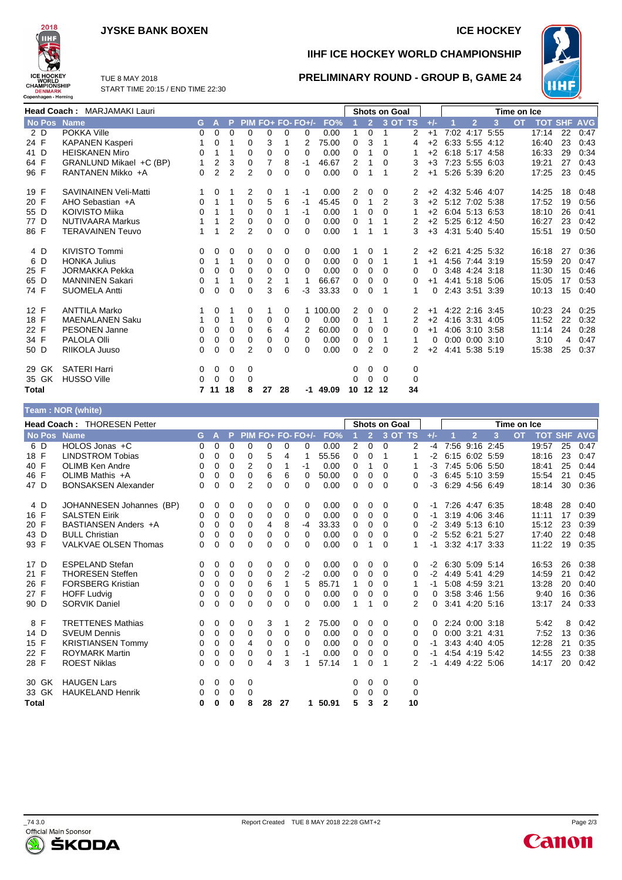JYSKE BANK BOXEN

ICE HOCKEY

# IIHF ICE HOCKEY WORLD CHAMPIONSHIP

## PRELIMINARY ROUND - GROUP B, GAME 24

TUE 8 MAY 2018
START TIME 20:15 / END TIME 22:30

**Head Coach :** MARJAMAKI Lauri

| No | Pos | Name | G | A | P | PIM | FO+ | FO- | FO+/- | FO% | SOG 1 | SOG 2 | SOG 3 | SOG OT | SOG TS | +/- | TOI 1 | TOI 2 | TOI 3 | TOI OT | TOT | SHF | AVG |
|---|---|---|---|---|---|---|---|---|---|---|---|---|---|---|---|---|---|---|---|---|---|---|---|
| 2 | D | POKKA Ville | 0 | 0 | 0 | 0 | 0 | 0 | 0 | 0.00 | 1 | 0 | 1 | | 2 | +1 | 7:02 | 4:17 | 5:55 | | 17:14 | 22 | 0:47 |
| 24 | F | KAPANEN Kasperi | 1 | 0 | 1 | 0 | 3 | 1 | 2 | 75.00 | 0 | 3 | 1 | | 4 | +2 | 6:33 | 5:55 | 4:12 | | 16:40 | 23 | 0:43 |
| 41 | D | HEISKANEN Miro | 0 | 1 | 1 | 0 | 0 | 0 | 0 | 0.00 | 0 | 1 | 0 | | 1 | +2 | 6:18 | 5:17 | 4:58 | | 16:33 | 29 | 0:34 |
| 64 | F | GRANLUND Mikael +C (BP) | 1 | 2 | 3 | 0 | 7 | 8 | -1 | 46.67 | 2 | 1 | 0 | | 3 | +3 | 7:23 | 5:55 | 6:03 | | 19:21 | 27 | 0:43 |
| 96 | F | RANTANEN Mikko +A | 0 | 2 | 2 | 2 | 0 | 0 | 0 | 0.00 | 0 | 1 | 1 | | 2 | +1 | 5:26 | 5:39 | 6:20 | | 17:25 | 23 | 0:45 |
| 19 | F | SAVINAINEN Veli-Matti | 1 | 0 | 1 | 2 | 0 | 1 | -1 | 0.00 | 2 | 0 | 0 | | 2 | +2 | 4:32 | 5:46 | 4:07 | | 14:25 | 18 | 0:48 |
| 20 | F | AHO Sebastian +A | 0 | 1 | 1 | 0 | 5 | 6 | -1 | 45.45 | 0 | 1 | 2 | | 3 | +2 | 5:12 | 7:02 | 5:38 | | 17:52 | 19 | 0:56 |
| 55 | D | KOIVISTO Miika | 0 | 1 | 1 | 0 | 0 | 1 | -1 | 0.00 | 1 | 0 | 0 | | 1 | +2 | 6:04 | 5:13 | 6:53 | | 18:10 | 26 | 0:41 |
| 77 | D | NUTIVAARA Markus | 1 | 1 | 2 | 0 | 0 | 0 | 0 | 0.00 | 0 | 1 | 1 | | 2 | +2 | 5:25 | 6:12 | 4:50 | | 16:27 | 23 | 0:42 |
| 86 | F | TERAVAINEN Teuvo | 1 | 1 | 2 | 2 | 0 | 0 | 0 | 0.00 | 1 | 1 | 1 | | 3 | +3 | 4:31 | 5:40 | 5:40 | | 15:51 | 19 | 0:50 |
| 4 | D | KIVISTO Tommi | 0 | 0 | 0 | 0 | 0 | 0 | 0 | 0.00 | 1 | 0 | 1 | | 2 | +2 | 6:21 | 4:25 | 5:32 | | 16:18 | 27 | 0:36 |
| 6 | D | HONKA Julius | 0 | 1 | 1 | 0 | 0 | 0 | 0 | 0.00 | 0 | 0 | 1 | | 1 | +1 | 4:56 | 7:44 | 3:19 | | 15:59 | 20 | 0:47 |
| 25 | F | JORMAKKA Pekka | 0 | 0 | 0 | 0 | 0 | 0 | 0 | 0.00 | 0 | 0 | 0 | | 0 | 0 | 3:48 | 4:24 | 3:18 | | 11:30 | 15 | 0:46 |
| 65 | D | MANNINEN Sakari | 0 | 1 | 1 | 0 | 2 | 1 | 1 | 66.67 | 0 | 0 | 0 | | 0 | +1 | 4:41 | 5:18 | 5:06 | | 15:05 | 17 | 0:53 |
| 74 | F | SUOMELA Antti | 0 | 0 | 0 | 0 | 3 | 6 | -3 | 33.33 | 0 | 0 | 1 | | 1 | 0 | 2:43 | 3:51 | 3:39 | | 10:13 | 15 | 0:40 |
| 12 | F | ANTTILA Marko | 1 | 0 | 1 | 0 | 1 | 0 | 1 | 100.00 | 2 | 0 | 0 | | 2 | +1 | 4:22 | 2:16 | 3:45 | | 10:23 | 24 | 0:25 |
| 18 | F | MAENALANEN Saku | 1 | 0 | 1 | 0 | 0 | 0 | 0 | 0.00 | 0 | 1 | 1 | | 2 | +2 | 4:16 | 3:31 | 4:05 | | 11:52 | 22 | 0:32 |
| 22 | F | PESONEN Janne | 0 | 0 | 0 | 0 | 6 | 4 | 2 | 60.00 | 0 | 0 | 0 | | 0 | +1 | 4:06 | 3:10 | 3:58 | | 11:14 | 24 | 0:28 |
| 34 | F | PALOLA Olli | 0 | 0 | 0 | 0 | 0 | 0 | 0 | 0.00 | 0 | 0 | 1 | | 1 | 0 | 0:00 | 0:00 | 3:10 | | 3:10 | 4 | 0:47 |
| 50 | D | RIIKOLA Juuso | 0 | 0 | 0 | 2 | 0 | 0 | 0 | 0.00 | 0 | 2 | 0 | | 2 | +2 | 4:41 | 5:38 | 5:19 | | 15:38 | 25 | 0:37 |
| 29 | GK | SATERI Harri | 0 | 0 | 0 | 0 | | | | | 0 | 0 | 0 | | 0 | | | | | | | | |
| 35 | GK | HUSSO Ville | 0 | 0 | 0 | 0 | | | | | 0 | 0 | 0 | | 0 | | | | | | | | |
| **Total** | | | **7** | **11** | **18** | **8** | **27** | **28** | **-1** | **49.09** | **10** | **12** | **12** | | **34** | | | | | | | | |

**Team : NOR (white)**

**Head Coach :** THORESEN Petter

| No | Pos | Name | G | A | P | PIM | FO+ | FO- | FO+/- | FO% | SOG 1 | SOG 2 | SOG 3 | SOG OT | SOG TS | +/- | TOI 1 | TOI 2 | TOI 3 | TOI OT | TOT | SHF | AVG |
|---|---|---|---|---|---|---|---|---|---|---|---|---|---|---|---|---|---|---|---|---|---|---|---|
| 6 | D | HOLOS Jonas +C | 0 | 0 | 0 | 0 | 0 | 0 | 0 | 0.00 | 2 | 0 | 0 | | 2 | -4 | 7:56 | 9:16 | 2:45 | | 19:57 | 25 | 0:47 |
| 18 | F | LINDSTROM Tobias | 0 | 0 | 0 | 0 | 5 | 4 | 1 | 55.56 | 0 | 0 | 1 | | 1 | -2 | 6:15 | 6:02 | 5:59 | | 18:16 | 23 | 0:47 |
| 40 | F | OLIMB Ken Andre | 0 | 0 | 0 | 2 | 0 | 1 | -1 | 0.00 | 0 | 1 | 0 | | 1 | -3 | 7:45 | 5:06 | 5:50 | | 18:41 | 25 | 0:44 |
| 46 | F | OLIMB Mathis +A | 0 | 0 | 0 | 0 | 6 | 6 | 0 | 50.00 | 0 | 0 | 0 | | 0 | -3 | 6:45 | 5:10 | 3:59 | | 15:54 | 21 | 0:45 |
| 47 | D | BONSAKSEN Alexander | 0 | 0 | 0 | 2 | 0 | 0 | 0 | 0.00 | 0 | 0 | 0 | | 0 | -3 | 6:29 | 4:56 | 6:49 | | 18:14 | 30 | 0:36 |
| 4 | D | JOHANNESEN Johannes (BP) | 0 | 0 | 0 | 0 | 0 | 0 | 0 | 0.00 | 0 | 0 | 0 | | 0 | -1 | 7:26 | 4:47 | 6:35 | | 18:48 | 28 | 0:40 |
| 16 | F | SALSTEN Eirik | 0 | 0 | 0 | 0 | 0 | 0 | 0 | 0.00 | 0 | 0 | 0 | | 0 | -1 | 3:19 | 4:06 | 3:46 | | 11:11 | 17 | 0:39 |
| 20 | F | BASTIANSEN Anders +A | 0 | 0 | 0 | 0 | 4 | 8 | -4 | 33.33 | 0 | 0 | 0 | | 0 | -2 | 3:49 | 5:13 | 6:10 | | 15:12 | 23 | 0:39 |
| 43 | D | BULL Christian | 0 | 0 | 0 | 0 | 0 | 0 | 0 | 0.00 | 0 | 0 | 0 | | 0 | -2 | 5:52 | 6:21 | 5:27 | | 17:40 | 22 | 0:48 |
| 93 | F | VALKVAE OLSEN Thomas | 0 | 0 | 0 | 0 | 0 | 0 | 0 | 0.00 | 0 | 1 | 0 | | 1 | -1 | 3:32 | 4:17 | 3:33 | | 11:22 | 19 | 0:35 |
| 17 | D | ESPELAND Stefan | 0 | 0 | 0 | 0 | 0 | 0 | 0 | 0.00 | 0 | 0 | 0 | | 0 | -2 | 6:30 | 5:09 | 5:14 | | 16:53 | 26 | 0:38 |
| 21 | F | THORESEN Steffen | 0 | 0 | 0 | 0 | 0 | 2 | -2 | 0.00 | 0 | 0 | 0 | | 0 | -2 | 4:49 | 5:41 | 4:29 | | 14:59 | 21 | 0:42 |
| 26 | F | FORSBERG Kristian | 0 | 0 | 0 | 0 | 6 | 1 | 5 | 85.71 | 1 | 0 | 0 | | 1 | -1 | 5:08 | 4:59 | 3:21 | | 13:28 | 20 | 0:40 |
| 27 | F | HOFF Ludvig | 0 | 0 | 0 | 0 | 0 | 0 | 0 | 0.00 | 0 | 0 | 0 | | 0 | 0 | 3:58 | 3:46 | 1:56 | | 9:40 | 16 | 0:36 |
| 90 | D | SORVIK Daniel | 0 | 0 | 0 | 0 | 0 | 0 | 0 | 0.00 | 1 | 1 | 0 | | 2 | 0 | 3:41 | 4:20 | 5:16 | | 13:17 | 24 | 0:33 |
| 8 | F | TRETTENES Mathias | 0 | 0 | 0 | 0 | 3 | 1 | 2 | 75.00 | 0 | 0 | 0 | | 0 | 0 | 2:24 | 0:00 | 3:18 | | 5:42 | 8 | 0:42 |
| 14 | D | SVEUM Dennis | 0 | 0 | 0 | 0 | 0 | 0 | 0 | 0.00 | 0 | 0 | 0 | | 0 | 0 | 0:00 | 3:21 | 4:31 | | 7:52 | 13 | 0:36 |
| 15 | F | KRISTIANSEN Tommy | 0 | 0 | 0 | 4 | 0 | 0 | 0 | 0.00 | 0 | 0 | 0 | | 0 | -1 | 3:43 | 4:40 | 4:05 | | 12:28 | 21 | 0:35 |
| 22 | F | ROYMARK Martin | 0 | 0 | 0 | 0 | 0 | 1 | -1 | 0.00 | 0 | 0 | 0 | | 0 | -1 | 4:54 | 4:19 | 5:42 | | 14:55 | 23 | 0:38 |
| 28 | F | ROEST Niklas | 0 | 0 | 0 | 0 | 4 | 3 | 1 | 57.14 | 1 | 0 | 1 | | 2 | -1 | 4:49 | 4:22 | 5:06 | | 14:17 | 20 | 0:42 |
| 30 | GK | HAUGEN Lars | 0 | 0 | 0 | 0 | | | | | 0 | 0 | 0 | | 0 | | | | | | | | |
| 33 | GK | HAUKELAND Henrik | 0 | 0 | 0 | 0 | | | | | 0 | 0 | 0 | | 0 | | | | | | | | |
| **Total** | | | **0** | **0** | **0** | **8** | **28** | **27** | **1** | **50.91** | **5** | **3** | **2** | | **10** | | | | | | | | |

_74 3.0

Report Created TUE 8 MAY 2018 22:28 GMT+2

Official Main Sponsor ŠKODA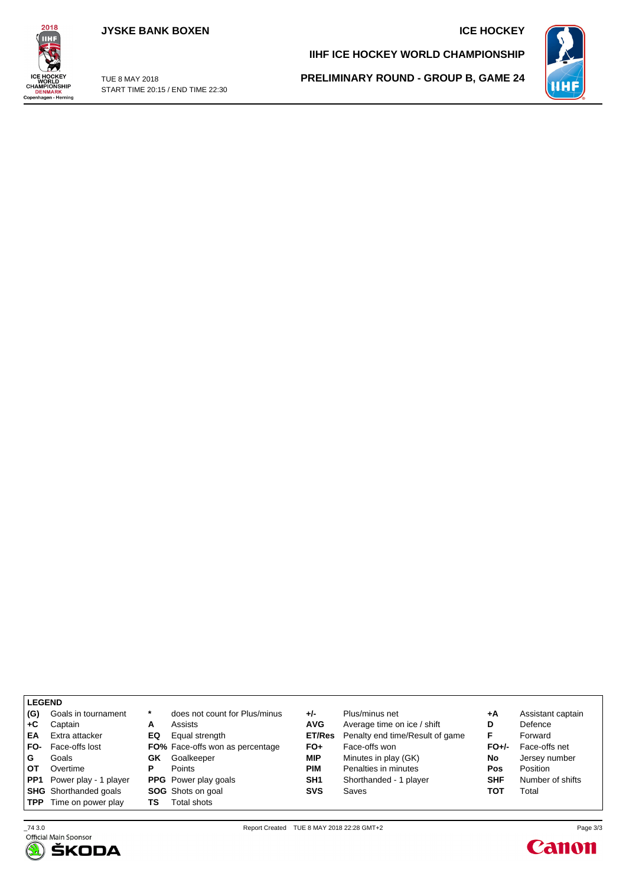## LEGEND

| | | | | | | | |
|---|---|---|---|---|---|---|---|
| **(G)** | Goals in tournament | **\*** | does not count for Plus/minus | **+/-** | Plus/minus net | **+A** | Assistant captain |
| **+C** | Captain | **A** | Assists | **AVG** | Average time on ice / shift | **D** | Defence |
| **EA** | Extra attacker | **EQ** | Equal strength | **ET/Res** | Penalty end time/Result of game | **F** | Forward |
| **FO-** | Face-offs lost | **FO%** | Face-offs won as percentage | **FO+** | Face-offs won | **FO+/-** | Face-offs net |
| **G** | Goals | **GK** | Goalkeeper | **MIP** | Minutes in play (GK) | **No** | Jersey number |
| **OT** | Overtime | **P** | Points | **PIM** | Penalties in minutes | **Pos** | Position |
| **PP1** | Power play - 1 player | **PPG** | Power play goals | **SH1** | Shorthanded - 1 player | **SHF** | Number of shifts |
| **SHG** | Shorthanded goals | **SOG** | Shots on goal | **SVS** | Saves | **TOT** | Total |
| **TPP** | Time on power play | **TS** | Total shots | | | | |